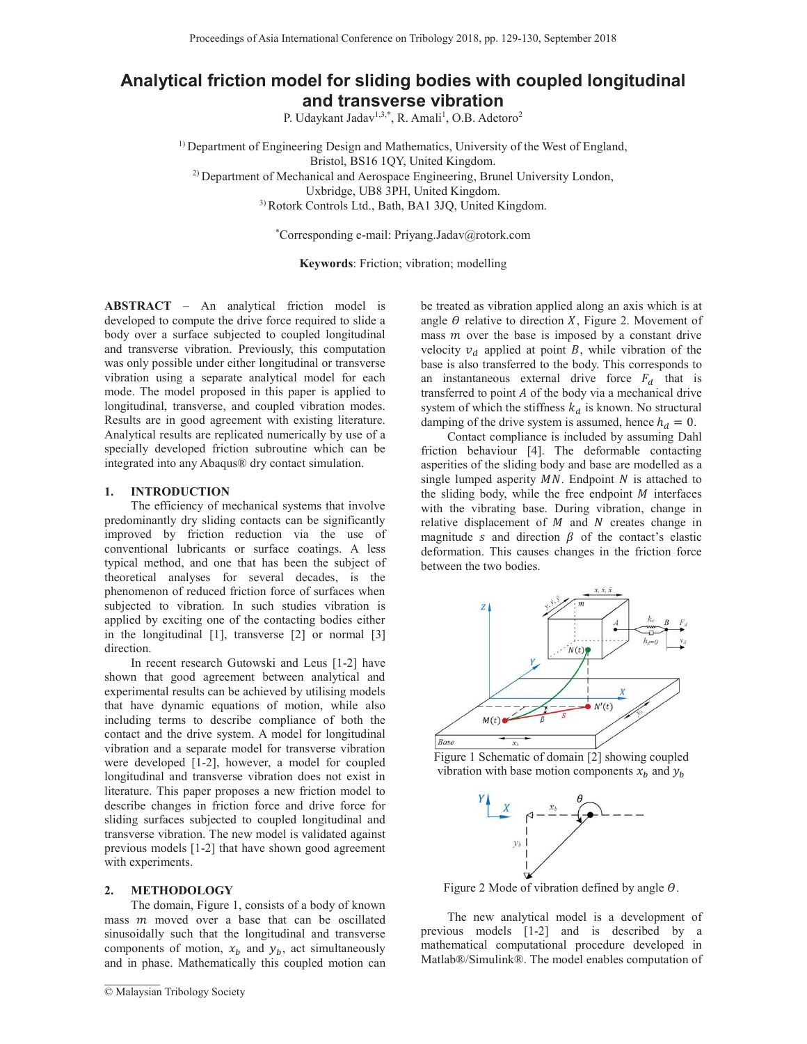# Analytical friction model for sliding bodies with coupled longitudinal and transverse vibration

P. Udaykant Jadav[1,3,*], R. Amali[1], O.B. Adetoro[2]

[1] Department of Engineering Design and Mathematics, University of the West of England, Bristol, BS16 1QY, United Kingdom.
[2] Department of Mechanical and Aerospace Engineering, Brunel University London, Uxbridge, UB8 3PH, United Kingdom.
[3] Rotork Controls Ltd., Bath, BA1 3JQ, United Kingdom.

*Corresponding e-mail: Priyang.Jadav@rotork.com

**Keywords**: Friction; vibration; modelling

**ABSTRACT** – An analytical friction model is developed to compute the drive force required to slide a body over a surface subjected to coupled longitudinal and transverse vibration. Previously, this computation was only possible under either longitudinal or transverse vibration using a separate analytical model for each mode. The model proposed in this paper is applied to longitudinal, transverse, and coupled vibration modes. Results are in good agreement with existing literature. Analytical results are replicated numerically by use of a specially developed friction subroutine which can be integrated into any Abaqus® dry contact simulation.

## 1. INTRODUCTION

The efficiency of mechanical systems that involve predominantly dry sliding contacts can be significantly improved by friction reduction via the use of conventional lubricants or surface coatings. A less typical method, and one that has been the subject of theoretical analyses for several decades, is the phenomenon of reduced friction force of surfaces when subjected to vibration. In such studies vibration is applied by exciting one of the contacting bodies either in the longitudinal [1], transverse [2] or normal [3] direction.

In recent research Gutowski and Leus [1-2] have shown that good agreement between analytical and experimental results can be achieved by utilising models that have dynamic equations of motion, while also including terms to describe compliance of both the contact and the drive system. A model for longitudinal vibration and a separate model for transverse vibration were developed [1-2], however, a model for coupled longitudinal and transverse vibration does not exist in literature. This paper proposes a new friction model to describe changes in friction force and drive force for sliding surfaces subjected to coupled longitudinal and transverse vibration. The new model is validated against previous models [1-2] that have shown good agreement with experiments.

## 2. METHODOLOGY

The domain, Figure 1, consists of a body of known mass $m$ moved over a base that can be oscillated sinusoidally such that the longitudinal and transverse components of motion, $x_b$ and $y_b$, act simultaneously and in phase. Mathematically this coupled motion can be treated as vibration applied along an axis which is at angle $\theta$ relative to direction $X$, Figure 2. Movement of mass $m$ over the base is imposed by a constant drive velocity $v_d$ applied at point $B$, while vibration of the base is also transferred to the body. This corresponds to an instantaneous external drive force $F_d$ that is transferred to point $A$ of the body via a mechanical drive system of which the stiffness $k_d$ is known. No structural damping of the drive system is assumed, hence $h_d = 0$.

Contact compliance is included by assuming Dahl friction behaviour [4]. The deformable contacting asperities of the sliding body and base are modelled as a single lumped asperity $MN$. Endpoint $N$ is attached to the sliding body, while the free endpoint $M$ interfaces with the vibrating base. During vibration, change in relative displacement of $M$ and $N$ creates change in magnitude $s$ and direction $\beta$ of the contact's elastic deformation. This causes changes in the friction force between the two bodies.

Figure 1 Schematic of domain [2] showing coupled vibration with base motion components $x_b$ and $y_b$

Figure 2 Mode of vibration defined by angle $\theta$.

The new analytical model is a development of previous models [1-2] and is described by a mathematical computational procedure developed in Matlab®/Simulink®. The model enables computation of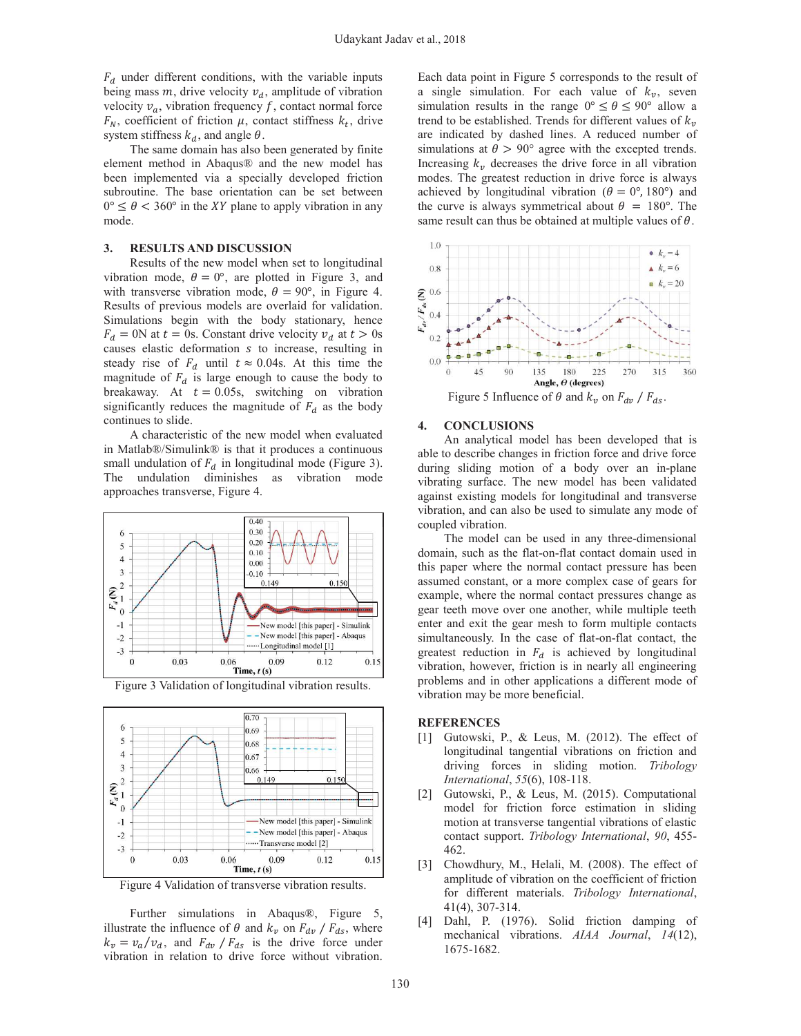$F_d$ under different conditions, with the variable inputs being mass $m$, drive velocity $v_d$, amplitude of vibration velocity $v_a$, vibration frequency $f$, contact normal force $F_N$, coefficient of friction $\mu$, contact stiffness $k_t$, drive system stiffness $k_d$, and angle $\theta$.

The same domain has also been generated by finite element method in Abaqus® and the new model has been implemented via a specially developed friction subroutine. The base orientation can be set between $0° \leq \theta < 360°$ in the $XY$ plane to apply vibration in any mode.

## 3. RESULTS AND DISCUSSION

Results of the new model when set to longitudinal vibration mode, $\theta = 0°$, are plotted in Figure 3, and with transverse vibration mode, $\theta = 90°$, in Figure 4. Results of previous models are overlaid for validation. Simulations begin with the body stationary, hence $F_d = 0$N at $t = 0$s. Constant drive velocity $v_d$ at $t > 0$s causes elastic deformation $s$ to increase, resulting in steady rise of $F_d$ until $t \approx 0.04$s. At this time the magnitude of $F_d$ is large enough to cause the body to breakaway. At $t = 0.05$s, switching on vibration significantly reduces the magnitude of $F_d$ as the body continues to slide.

A characteristic of the new model when evaluated in Matlab®/Simulink® is that it produces a continuous small undulation of $F_d$ in longitudinal mode (Figure 3). The undulation diminishes as vibration mode approaches transverse, Figure 4.

0.40
0.30
0.20
0.10
0.00
-0.10
0.149
0.150
6
5
4
3
2
1
0
-1
-2
-3
$F_d$ (N)
0
0.03
0.06
0.09
0.12
0.15
Time, $t$ (s)
New model [this paper] - Simulink
New model [this paper] - Abaqus
Longitudinal model [1]

Figure 3 Validation of longitudinal vibration results.

0.70
0.69
0.68
0.67
0.66
0.149
0.150
6
5
4
3
2
1
0
-1
-2
-3
$F_d$ (N)
0
0.03
0.06
0.09
0.12
0.15
Time, $t$ (s)
New model [this paper] - Simulink
New model [this paper] - Abaqus
Transverse model [2]

Figure 4 Validation of transverse vibration results.

Further simulations in Abaqus®, Figure 5, illustrate the influence of $\theta$ and $k_v$ on $F_{dv}$ / $F_{ds}$, where $k_v = v_a/v_d$, and $F_{dv}$ / $F_{ds}$ is the drive force under vibration in relation to drive force without vibration. Each data point in Figure 5 corresponds to the result of a single simulation. For each value of $k_v$, seven simulation results in the range $0° \leq \theta \leq 90°$ allow a trend to be established. Trends for different values of $k_v$ are indicated by dashed lines. A reduced number of simulations at $\theta > 90°$ agree with the excepted trends. Increasing $k_v$ decreases the drive force in all vibration modes. The greatest reduction in drive force is always achieved by longitudinal vibration ($\theta = 0°, 180°$) and the curve is always symmetrical about $\theta = 180°$. The same result can thus be obtained at multiple values of $\theta$.

1.0
0.8
0.6
0.4
0.2
0.0
$F_{dv}$ / $F_{ds}$ (N)
0
45
90
135
180
225
270
315
360
Angle, $\theta$ (degrees)
$k_v = 4$
$k_v = 6$
$k_v = 20$

Figure 5 Influence of $\theta$ and $k_v$ on $F_{dv}$ / $F_{ds}$.

## 4. CONCLUSIONS

An analytical model has been developed that is able to describe changes in friction force and drive force during sliding motion of a body over an in-plane vibrating surface. The new model has been validated against existing models for longitudinal and transverse vibration, and can also be used to simulate any mode of coupled vibration.

The model can be used in any three-dimensional domain, such as the flat-on-flat contact domain used in this paper where the normal contact pressure has been assumed constant, or a more complex case of gears for example, where the normal contact pressures change as gear teeth move over one another, while multiple teeth enter and exit the gear mesh to form multiple contacts simultaneously. In the case of flat-on-flat contact, the greatest reduction in $F_d$ is achieved by longitudinal vibration, however, friction is in nearly all engineering problems and in other applications a different mode of vibration may be more beneficial.

## REFERENCES

[1] Gutowski, P., & Leus, M. (2012). The effect of longitudinal tangential vibrations on friction and driving forces in sliding motion. *Tribology International*, *55*(6), 108-118.

[2] Gutowski, P., & Leus, M. (2015). Computational model for friction force estimation in sliding motion at transverse tangential vibrations of elastic contact support. *Tribology International*, *90*, 455-462.

[3] Chowdhury, M., Helali, M. (2008). The effect of amplitude of vibration on the coefficient of friction for different materials. *Tribology International*, 41(4), 307-314.

[4] Dahl, P. (1976). Solid friction damping of mechanical vibrations. *AIAA Journal*, *14*(12), 1675-1682.